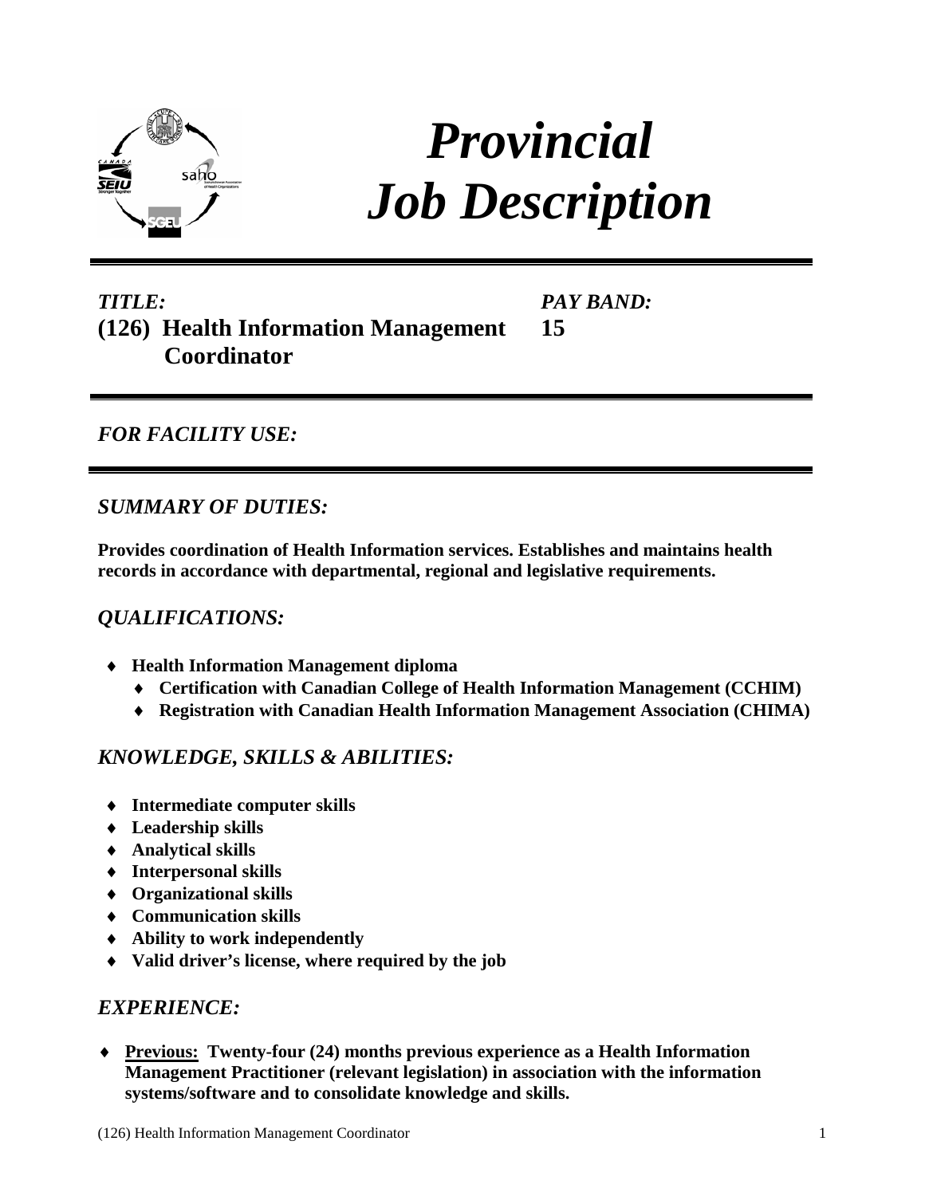# *Provincial Job Description*

***TITLE:***
**(126) Health Information Management Coordinator**

***PAY BAND:***
**15**

## *FOR FACILITY USE:*

## *SUMMARY OF DUTIES:*

**Provides coordination of Health Information services. Establishes and maintains health records in accordance with departmental, regional and legislative requirements.**

## *QUALIFICATIONS:*

- **Health Information Management diploma**
  - **Certification with Canadian College of Health Information Management (CCHIM)**
  - **Registration with Canadian Health Information Management Association (CHIMA)**

## *KNOWLEDGE, SKILLS & ABILITIES:*

- **Intermediate computer skills**
- **Leadership skills**
- **Analytical skills**
- **Interpersonal skills**
- **Organizational skills**
- **Communication skills**
- **Ability to work independently**
- **Valid driver's license, where required by the job**

## *EXPERIENCE:*

- **Previous: Twenty-four (24) months previous experience as a Health Information Management Practitioner (relevant legislation) in association with the information systems/software and to consolidate knowledge and skills.**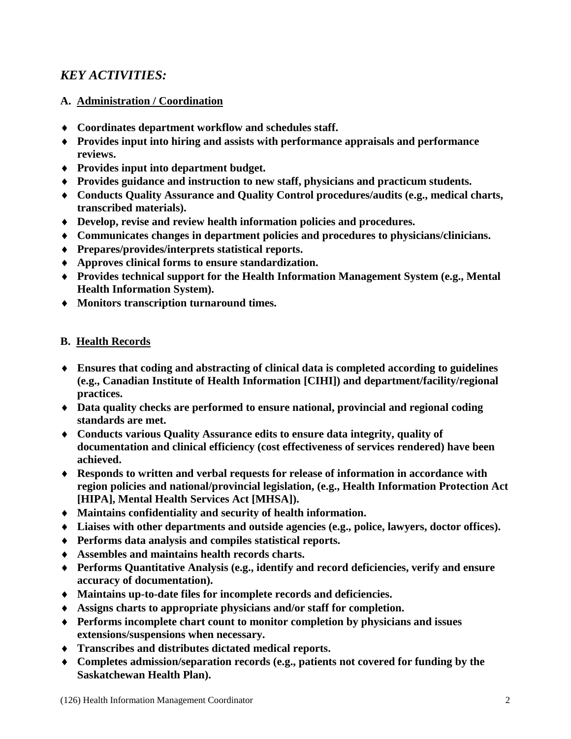## *KEY ACTIVITIES:*

### A. <u>Administration / Coordination</u>

- **Coordinates department workflow and schedules staff.**
- **Provides input into hiring and assists with performance appraisals and performance reviews.**
- **Provides input into department budget.**
- **Provides guidance and instruction to new staff, physicians and practicum students.**
- **Conducts Quality Assurance and Quality Control procedures/audits (e.g., medical charts, transcribed materials).**
- **Develop, revise and review health information policies and procedures.**
- **Communicates changes in department policies and procedures to physicians/clinicians.**
- **Prepares/provides/interprets statistical reports.**
- **Approves clinical forms to ensure standardization.**
- **Provides technical support for the Health Information Management System (e.g., Mental Health Information System).**
- **Monitors transcription turnaround times.**

### B. <u>Health Records</u>

- **Ensures that coding and abstracting of clinical data is completed according to guidelines (e.g., Canadian Institute of Health Information [CIHI]) and department/facility/regional practices.**
- **Data quality checks are performed to ensure national, provincial and regional coding standards are met.**
- **Conducts various Quality Assurance edits to ensure data integrity, quality of documentation and clinical efficiency (cost effectiveness of services rendered) have been achieved.**
- **Responds to written and verbal requests for release of information in accordance with region policies and national/provincial legislation, (e.g., Health Information Protection Act [HIPA], Mental Health Services Act [MHSA]).**
- **Maintains confidentiality and security of health information.**
- **Liaises with other departments and outside agencies (e.g., police, lawyers, doctor offices).**
- **Performs data analysis and compiles statistical reports.**
- **Assembles and maintains health records charts.**
- **Performs Quantitative Analysis (e.g., identify and record deficiencies, verify and ensure accuracy of documentation).**
- **Maintains up-to-date files for incomplete records and deficiencies.**
- **Assigns charts to appropriate physicians and/or staff for completion.**
- **Performs incomplete chart count to monitor completion by physicians and issues extensions/suspensions when necessary.**
- **Transcribes and distributes dictated medical reports.**
- **Completes admission/separation records (e.g., patients not covered for funding by the Saskatchewan Health Plan).**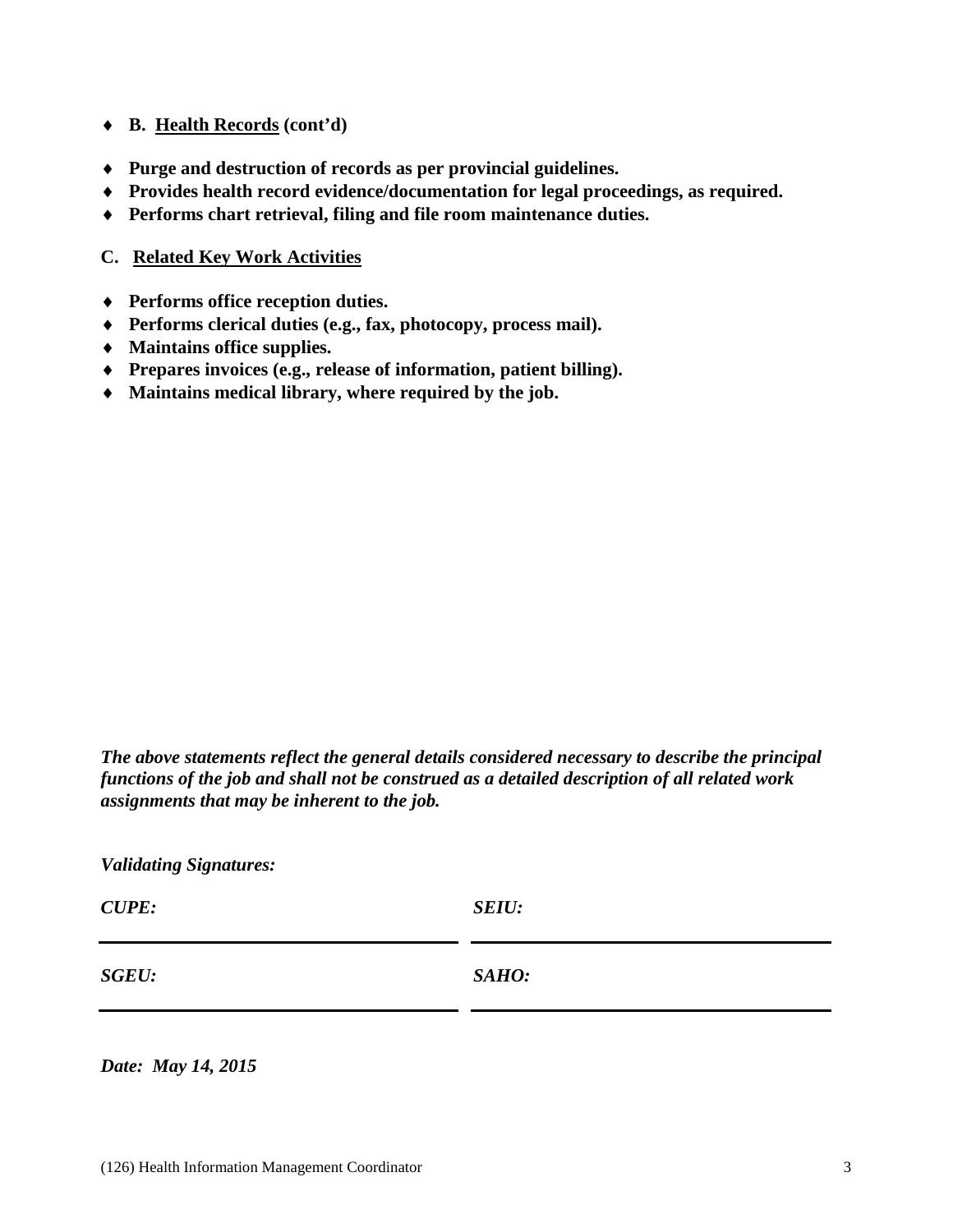- **B. <u>Health Records</u> (cont'd)**

- **Purge and destruction of records as per provincial guidelines.**
- **Provides health record evidence/documentation for legal proceedings, as required.**
- **Performs chart retrieval, filing and file room maintenance duties.**

**C. <u>Related Key Work Activities</u>**

- **Performs office reception duties.**
- **Performs clerical duties (e.g., fax, photocopy, process mail).**
- **Maintains office supplies.**
- **Prepares invoices (e.g., release of information, patient billing).**
- **Maintains medical library, where required by the job.**

***The above statements reflect the general details considered necessary to describe the principal functions of the job and shall not be construed as a detailed description of all related work assignments that may be inherent to the job.***

***Validating Signatures:***

| | |
|---|---|
| ***CUPE:*** | ***SEIU:*** |
| ***SGEU:*** | ***SAHO:*** |

***Date: May 14, 2015***